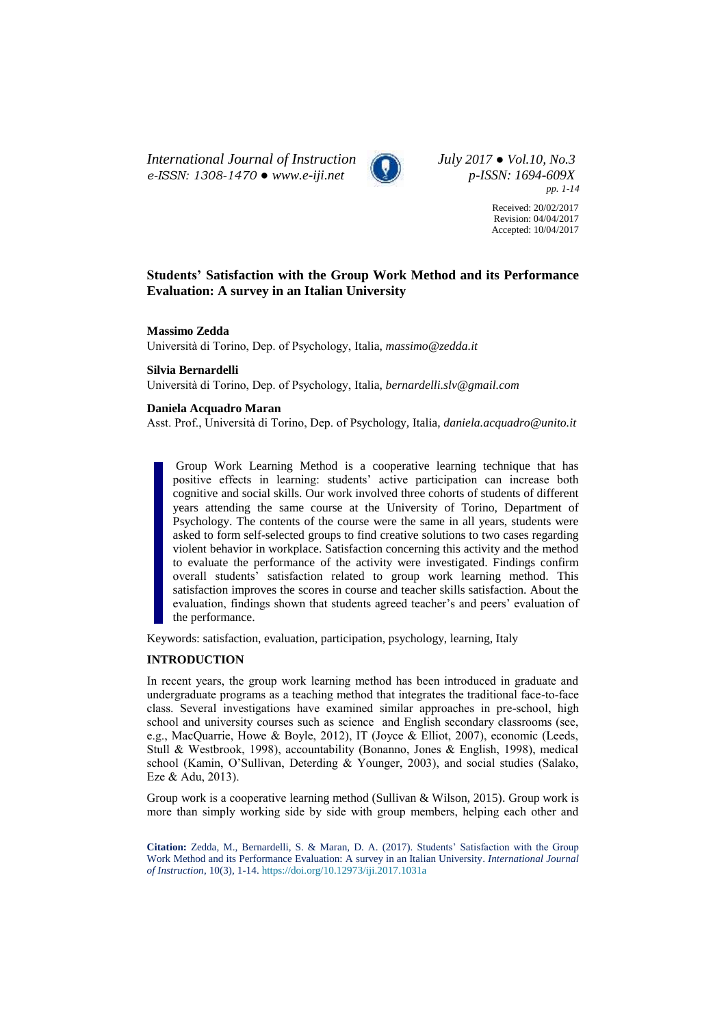# Students' Satisfaction with the Group Work Method and its Performance Evaluation: A survey in an Italian University

**Massimo Zedda**
Università di Torino, Dep. of Psychology, Italia, *massimo@zedda.it*

**Silvia Bernardelli**
Università di Torino, Dep. of Psychology, Italia, *bernardelli.slv@gmail.com*

**Daniela Acquadro Maran**
Asst. Prof., Università di Torino, Dep. of Psychology, Italia, *daniela.acquadro@unito.it*

Received: 20/02/2017
Revision: 04/04/2017
Accepted: 10/04/2017

> Group Work Learning Method is a cooperative learning technique that has positive effects in learning: students' active participation can increase both cognitive and social skills. Our work involved three cohorts of students of different years attending the same course at the University of Torino, Department of Psychology. The contents of the course were the same in all years, students were asked to form self-selected groups to find creative solutions to two cases regarding violent behavior in workplace. Satisfaction concerning this activity and the method to evaluate the performance of the activity were investigated. Findings confirm overall students' satisfaction related to group work learning method. This satisfaction improves the scores in course and teacher skills satisfaction. About the evaluation, findings shown that students agreed teacher's and peers' evaluation of the performance.

Keywords: satisfaction, evaluation, participation, psychology, learning, Italy

## INTRODUCTION

In recent years, the group work learning method has been introduced in graduate and undergraduate programs as a teaching method that integrates the traditional face-to-face class. Several investigations have examined similar approaches in pre-school, high school and university courses such as science and English secondary classrooms (see, e.g., MacQuarrie, Howe & Boyle, 2012), IT (Joyce & Elliot, 2007), economic (Leeds, Stull & Westbrook, 1998), accountability (Bonanno, Jones & English, 1998), medical school (Kamin, O'Sullivan, Deterding & Younger, 2003), and social studies (Salako, Eze & Adu, 2013).

Group work is a cooperative learning method (Sullivan & Wilson, 2015). Group work is more than simply working side by side with group members, helping each other and

**Citation:** Zedda, M., Bernardelli, S. & Maran, D. A. (2017). Students' Satisfaction with the Group Work Method and its Performance Evaluation: A survey in an Italian University. *International Journal of Instruction*, 10(3), 1-14. https://doi.org/10.12973/iji.2017.1031a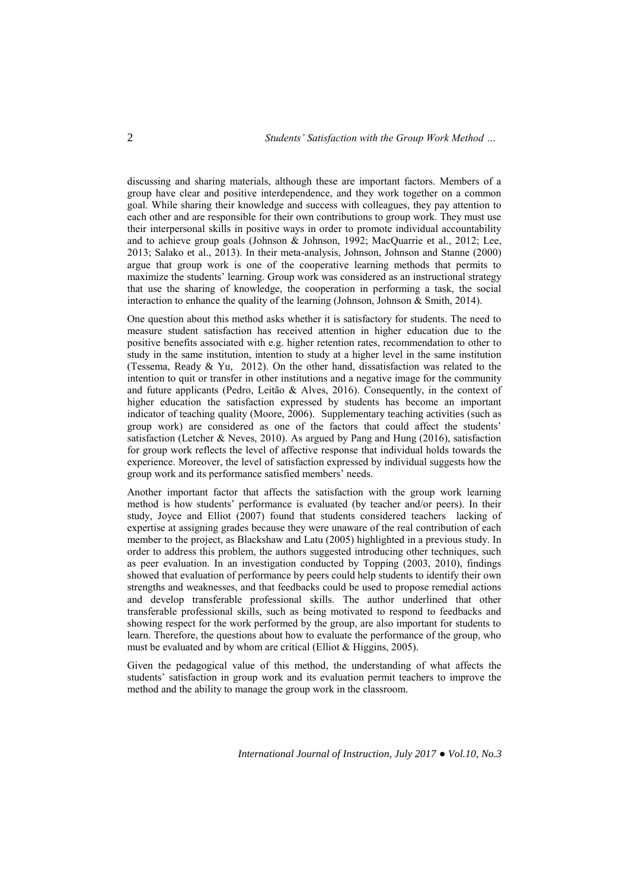discussing and sharing materials, although these are important factors. Members of a group have clear and positive interdependence, and they work together on a common goal. While sharing their knowledge and success with colleagues, they pay attention to each other and are responsible for their own contributions to group work. They must use their interpersonal skills in positive ways in order to promote individual accountability and to achieve group goals (Johnson & Johnson, 1992; MacQuarrie et al., 2012; Lee, 2013; Salako et al., 2013). In their meta-analysis, Johnson, Johnson and Stanne (2000) argue that group work is one of the cooperative learning methods that permits to maximize the students' learning. Group work was considered as an instructional strategy that use the sharing of knowledge, the cooperation in performing a task, the social interaction to enhance the quality of the learning (Johnson, Johnson & Smith, 2014).

One question about this method asks whether it is satisfactory for students. The need to measure student satisfaction has received attention in higher education due to the positive benefits associated with e.g. higher retention rates, recommendation to other to study in the same institution, intention to study at a higher level in the same institution (Tessema, Ready & Yu, 2012). On the other hand, dissatisfaction was related to the intention to quit or transfer in other institutions and a negative image for the community and future applicants (Pedro, Leitão & Alves, 2016). Consequently, in the context of higher education the satisfaction expressed by students has become an important indicator of teaching quality (Moore, 2006). Supplementary teaching activities (such as group work) are considered as one of the factors that could affect the students' satisfaction (Letcher & Neves, 2010). As argued by Pang and Hung (2016), satisfaction for group work reflects the level of affective response that individual holds towards the experience. Moreover, the level of satisfaction expressed by individual suggests how the group work and its performance satisfied members' needs.

Another important factor that affects the satisfaction with the group work learning method is how students' performance is evaluated (by teacher and/or peers). In their study, Joyce and Elliot (2007) found that students considered teachers lacking of expertise at assigning grades because they were unaware of the real contribution of each member to the project, as Blackshaw and Latu (2005) highlighted in a previous study. In order to address this problem, the authors suggested introducing other techniques, such as peer evaluation. In an investigation conducted by Topping (2003, 2010), findings showed that evaluation of performance by peers could help students to identify their own strengths and weaknesses, and that feedbacks could be used to propose remedial actions and develop transferable professional skills. The author underlined that other transferable professional skills, such as being motivated to respond to feedbacks and showing respect for the work performed by the group, are also important for students to learn. Therefore, the questions about how to evaluate the performance of the group, who must be evaluated and by whom are critical (Elliot & Higgins, 2005).

Given the pedagogical value of this method, the understanding of what affects the students' satisfaction in group work and its evaluation permit teachers to improve the method and the ability to manage the group work in the classroom.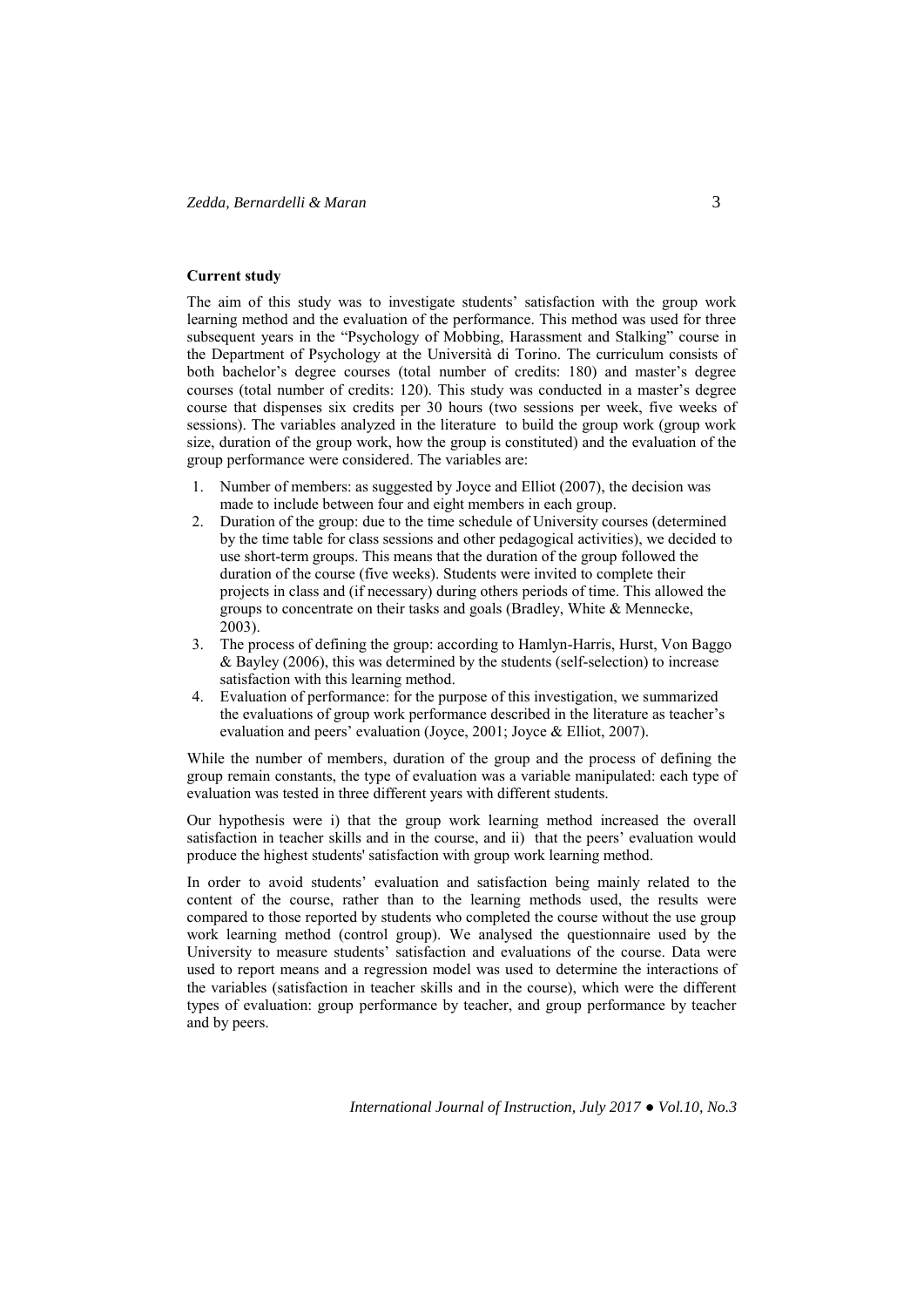**Current study**

The aim of this study was to investigate students' satisfaction with the group work learning method and the evaluation of the performance. This method was used for three subsequent years in the "Psychology of Mobbing, Harassment and Stalking" course in the Department of Psychology at the Università di Torino. The curriculum consists of both bachelor's degree courses (total number of credits: 180) and master's degree courses (total number of credits: 120). This study was conducted in a master's degree course that dispenses six credits per 30 hours (two sessions per week, five weeks of sessions). The variables analyzed in the literature to build the group work (group work size, duration of the group work, how the group is constituted) and the evaluation of the group performance were considered. The variables are:

1. Number of members: as suggested by Joyce and Elliot (2007), the decision was made to include between four and eight members in each group.
2. Duration of the group: due to the time schedule of University courses (determined by the time table for class sessions and other pedagogical activities), we decided to use short-term groups. This means that the duration of the group followed the duration of the course (five weeks). Students were invited to complete their projects in class and (if necessary) during others periods of time. This allowed the groups to concentrate on their tasks and goals (Bradley, White & Mennecke, 2003).
3. The process of defining the group: according to Hamlyn-Harris, Hurst, Von Baggo & Bayley (2006), this was determined by the students (self-selection) to increase satisfaction with this learning method.
4. Evaluation of performance: for the purpose of this investigation, we summarized the evaluations of group work performance described in the literature as teacher's evaluation and peers' evaluation (Joyce, 2001; Joyce & Elliot, 2007).

While the number of members, duration of the group and the process of defining the group remain constants, the type of evaluation was a variable manipulated: each type of evaluation was tested in three different years with different students.

Our hypothesis were i) that the group work learning method increased the overall satisfaction in teacher skills and in the course, and ii) that the peers' evaluation would produce the highest students' satisfaction with group work learning method.

In order to avoid students' evaluation and satisfaction being mainly related to the content of the course, rather than to the learning methods used, the results were compared to those reported by students who completed the course without the use group work learning method (control group). We analysed the questionnaire used by the University to measure students' satisfaction and evaluations of the course. Data were used to report means and a regression model was used to determine the interactions of the variables (satisfaction in teacher skills and in the course), which were the different types of evaluation: group performance by teacher, and group performance by teacher and by peers.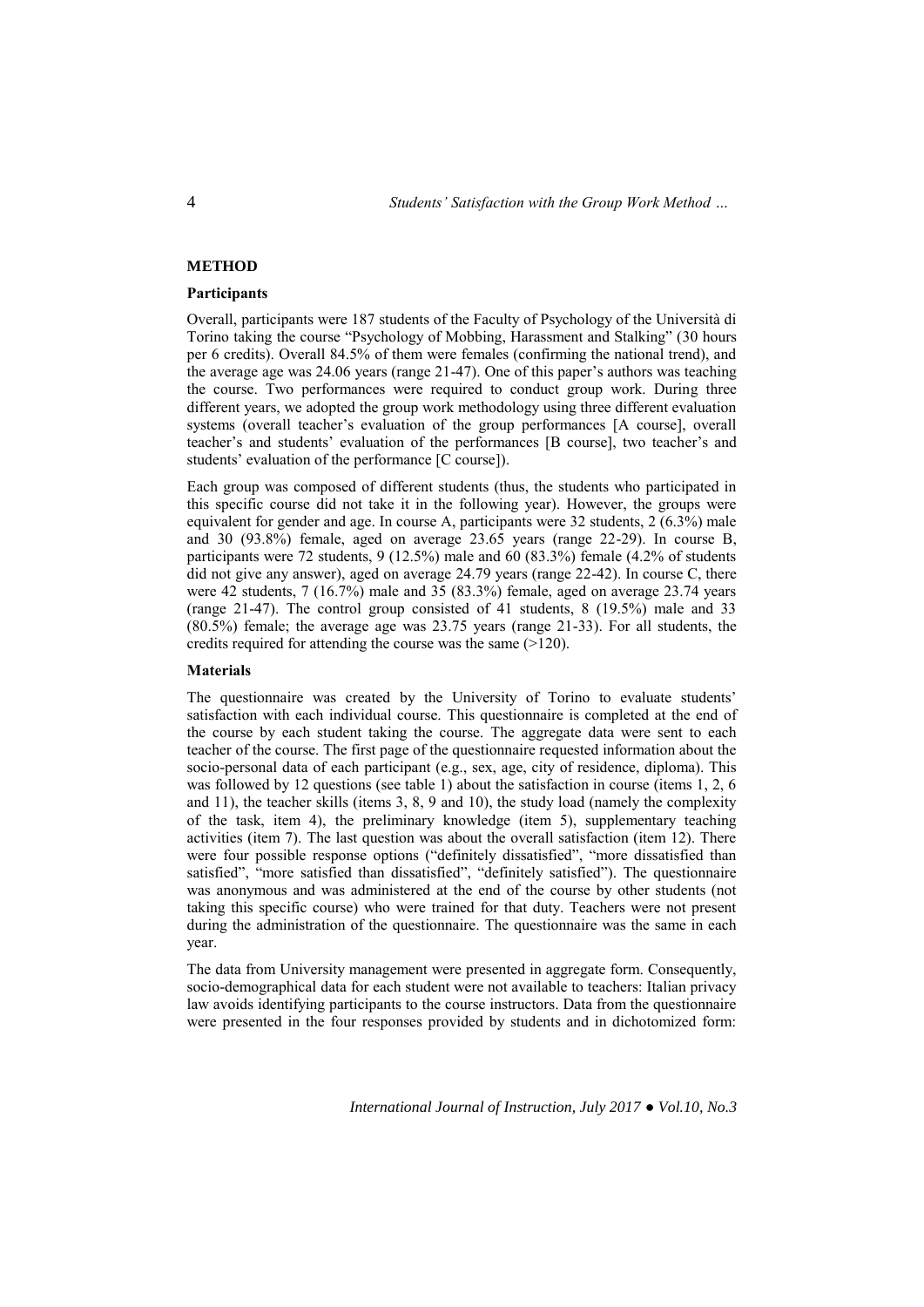## METHOD

### Participants

Overall, participants were 187 students of the Faculty of Psychology of the Università di Torino taking the course "Psychology of Mobbing, Harassment and Stalking" (30 hours per 6 credits). Overall 84.5% of them were females (confirming the national trend), and the average age was 24.06 years (range 21-47). One of this paper's authors was teaching the course. Two performances were required to conduct group work. During three different years, we adopted the group work methodology using three different evaluation systems (overall teacher's evaluation of the group performances [A course], overall teacher's and students' evaluation of the performances [B course], two teacher's and students' evaluation of the performance [C course]).

Each group was composed of different students (thus, the students who participated in this specific course did not take it in the following year). However, the groups were equivalent for gender and age. In course A, participants were 32 students, 2 (6.3%) male and 30 (93.8%) female, aged on average 23.65 years (range 22-29). In course B, participants were 72 students, 9 (12.5%) male and 60 (83.3%) female (4.2% of students did not give any answer), aged on average 24.79 years (range 22-42). In course C, there were 42 students, 7 (16.7%) male and 35 (83.3%) female, aged on average 23.74 years (range 21-47). The control group consisted of 41 students, 8 (19.5%) male and 33 (80.5%) female; the average age was 23.75 years (range 21-33). For all students, the credits required for attending the course was the same (>120).

### Materials

The questionnaire was created by the University of Torino to evaluate students' satisfaction with each individual course. This questionnaire is completed at the end of the course by each student taking the course. The aggregate data were sent to each teacher of the course. The first page of the questionnaire requested information about the socio-personal data of each participant (e.g., sex, age, city of residence, diploma). This was followed by 12 questions (see table 1) about the satisfaction in course (items 1, 2, 6 and 11), the teacher skills (items 3, 8, 9 and 10), the study load (namely the complexity of the task, item 4), the preliminary knowledge (item 5), supplementary teaching activities (item 7). The last question was about the overall satisfaction (item 12). There were four possible response options ("definitely dissatisfied", "more dissatisfied than satisfied", "more satisfied than dissatisfied", "definitely satisfied"). The questionnaire was anonymous and was administered at the end of the course by other students (not taking this specific course) who were trained for that duty. Teachers were not present during the administration of the questionnaire. The questionnaire was the same in each year.

The data from University management were presented in aggregate form. Consequently, socio-demographical data for each student were not available to teachers: Italian privacy law avoids identifying participants to the course instructors. Data from the questionnaire were presented in the four responses provided by students and in dichotomized form: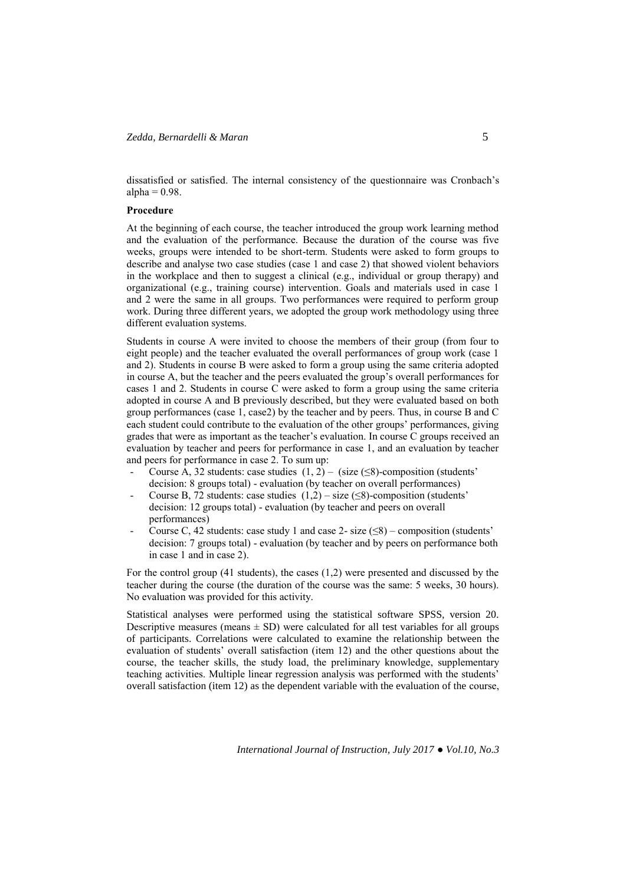dissatisfied or satisfied. The internal consistency of the questionnaire was Cronbach's alpha = 0.98.

**Procedure**

At the beginning of each course, the teacher introduced the group work learning method and the evaluation of the performance. Because the duration of the course was five weeks, groups were intended to be short-term. Students were asked to form groups to describe and analyse two case studies (case 1 and case 2) that showed violent behaviors in the workplace and then to suggest a clinical (e.g., individual or group therapy) and organizational (e.g., training course) intervention. Goals and materials used in case 1 and 2 were the same in all groups. Two performances were required to perform group work. During three different years, we adopted the group work methodology using three different evaluation systems.

Students in course A were invited to choose the members of their group (from four to eight people) and the teacher evaluated the overall performances of group work (case 1 and 2). Students in course B were asked to form a group using the same criteria adopted in course A, but the teacher and the peers evaluated the group's overall performances for cases 1 and 2. Students in course C were asked to form a group using the same criteria adopted in course A and B previously described, but they were evaluated based on both group performances (case 1, case2) by the teacher and by peers. Thus, in course B and C each student could contribute to the evaluation of the other groups' performances, giving grades that were as important as the teacher's evaluation. In course C groups received an evaluation by teacher and peers for performance in case 1, and an evaluation by teacher and peers for performance in case 2. To sum up:

- Course A, 32 students: case studies (1, 2) – (size (≤8)-composition (students' decision: 8 groups total) - evaluation (by teacher on overall performances)
- Course B, 72 students: case studies (1,2) – size (≤8)-composition (students' decision: 12 groups total) - evaluation (by teacher and peers on overall performances)
- Course C, 42 students: case study 1 and case 2- size (≤8) – composition (students' decision: 7 groups total) - evaluation (by teacher and by peers on performance both in case 1 and in case 2).

For the control group (41 students), the cases (1,2) were presented and discussed by the teacher during the course (the duration of the course was the same: 5 weeks, 30 hours). No evaluation was provided for this activity.

Statistical analyses were performed using the statistical software SPSS, version 20. Descriptive measures (means ± SD) were calculated for all test variables for all groups of participants. Correlations were calculated to examine the relationship between the evaluation of students' overall satisfaction (item 12) and the other questions about the course, the teacher skills, the study load, the preliminary knowledge, supplementary teaching activities. Multiple linear regression analysis was performed with the students' overall satisfaction (item 12) as the dependent variable with the evaluation of the course,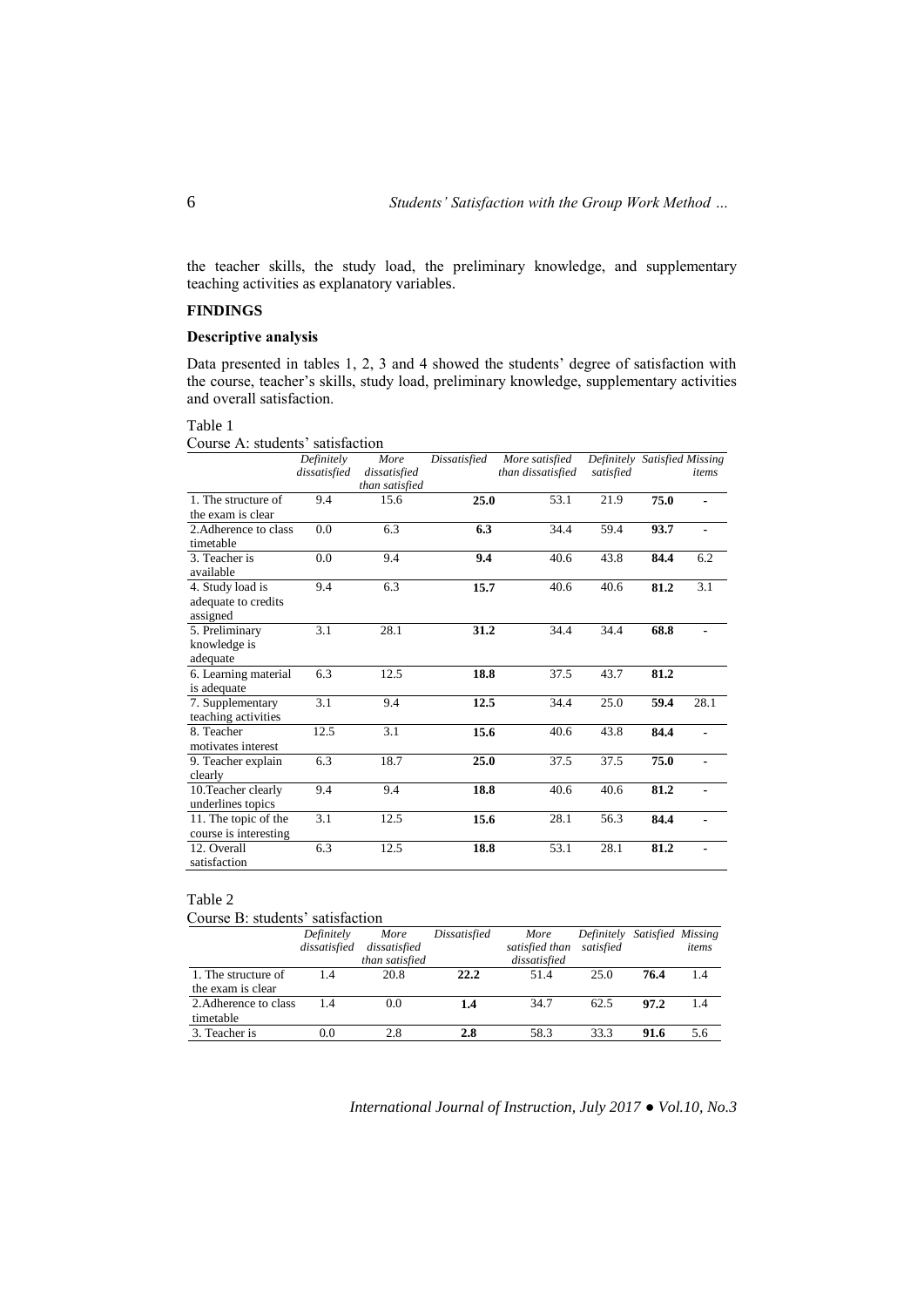the teacher skills, the study load, the preliminary knowledge, and supplementary teaching activities as explanatory variables.

## FINDINGS

### Descriptive analysis

Data presented in tables 1, 2, 3 and 4 showed the students' degree of satisfaction with the course, teacher's skills, study load, preliminary knowledge, supplementary activities and overall satisfaction.

Table 1

Course A: students' satisfaction

| | *Definitely dissatisfied* | *More dissatisfied than satisfied* | *Dissatisfied* | *More satisfied than dissatisfied* | *Definitely satisfied* | *Satisfied* | *Missing items* |
|---|---|---|---|---|---|---|---|
| 1. The structure of the exam is clear | 9.4 | 15.6 | **25.0** | 53.1 | 21.9 | **75.0** | - |
| 2.Adherence to class timetable | 0.0 | 6.3 | **6.3** | 34.4 | 59.4 | **93.7** | - |
| 3. Teacher is available | 0.0 | 9.4 | **9.4** | 40.6 | 43.8 | **84.4** | 6.2 |
| 4. Study load is adequate to credits assigned | 9.4 | 6.3 | **15.7** | 40.6 | 40.6 | **81.2** | 3.1 |
| 5. Preliminary knowledge is adequate | 3.1 | 28.1 | **31.2** | 34.4 | 34.4 | **68.8** | - |
| 6. Learning material is adequate | 6.3 | 12.5 | **18.8** | 37.5 | 43.7 | **81.2** | |
| 7. Supplementary teaching activities | 3.1 | 9.4 | **12.5** | 34.4 | 25.0 | **59.4** | 28.1 |
| 8. Teacher motivates interest | 12.5 | 3.1 | **15.6** | 40.6 | 43.8 | **84.4** | - |
| 9. Teacher explain clearly | 6.3 | 18.7 | **25.0** | 37.5 | 37.5 | **75.0** | - |
| 10.Teacher clearly underlines topics | 9.4 | 9.4 | **18.8** | 40.6 | 40.6 | **81.2** | - |
| 11. The topic of the course is interesting | 3.1 | 12.5 | **15.6** | 28.1 | 56.3 | **84.4** | - |
| 12. Overall satisfaction | 6.3 | 12.5 | **18.8** | 53.1 | 28.1 | **81.2** | - |

Table 2

Course B: students' satisfaction

| | *Definitely dissatisfied* | *More dissatisfied than satisfied* | *Dissatisfied* | *More satisfied than dissatisfied* | *Definitely satisfied* | *Satisfied* | *Missing items* |
|---|---|---|---|---|---|---|---|
| 1. The structure of the exam is clear | 1.4 | 20.8 | **22.2** | 51.4 | 25.0 | **76.4** | 1.4 |
| 2.Adherence to class timetable | 1.4 | 0.0 | **1.4** | 34.7 | 62.5 | **97.2** | 1.4 |
| 3. Teacher is | 0.0 | 2.8 | **2.8** | 58.3 | 33.3 | **91.6** | 5.6 |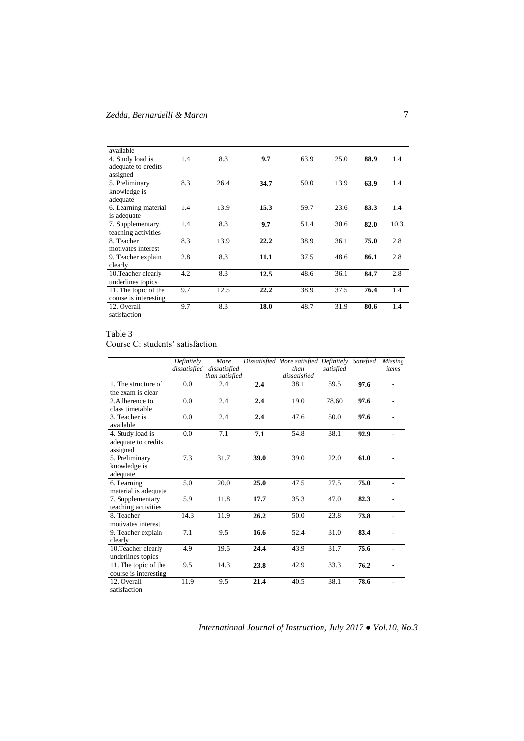| | | | | | | | |
|---|---|---|---|---|---|---|---|
| available | | | | | | | |
| 4. Study load is adequate to credits assigned | 1.4 | 8.3 | **9.7** | 63.9 | 25.0 | **88.9** | 1.4 |
| 5. Preliminary knowledge is adequate | 8.3 | 26.4 | **34.7** | 50.0 | 13.9 | **63.9** | 1.4 |
| 6. Learning material is adequate | 1.4 | 13.9 | **15.3** | 59.7 | 23.6 | **83.3** | 1.4 |
| 7. Supplementary teaching activities | 1.4 | 8.3 | **9.7** | 51.4 | 30.6 | **82.0** | 10.3 |
| 8. Teacher motivates interest | 8.3 | 13.9 | **22.2** | 38.9 | 36.1 | **75.0** | 2.8 |
| 9. Teacher explain clearly | 2.8 | 8.3 | **11.1** | 37.5 | 48.6 | **86.1** | 2.8 |
| 10.Teacher clearly underlines topics | 4.2 | 8.3 | **12.5** | 48.6 | 36.1 | **84.7** | 2.8 |
| 11. The topic of the course is interesting | 9.7 | 12.5 | **22.2** | 38.9 | 37.5 | **76.4** | 1.4 |
| 12. Overall satisfaction | 9.7 | 8.3 | **18.0** | 48.7 | 31.9 | **80.6** | 1.4 |

Table 3
Course C: students' satisfaction

| | *Definitely dissatisfied* | *More dissatisfied than satisfied* | *Dissatisfied* | *More satisfied than dissatisfied* | *Definitely satisfied* | *Satisfied* | *Missing items* |
|---|---|---|---|---|---|---|---|
| 1. The structure of the exam is clear | 0.0 | 2.4 | **2.4** | 38.1 | 59.5 | **97.6** | - |
| 2.Adherence to class timetable | 0.0 | 2.4 | **2.4** | 19.0 | 78.60 | **97.6** | - |
| 3. Teacher is available | 0.0 | 2.4 | **2.4** | 47.6 | 50.0 | **97.6** | - |
| 4. Study load is adequate to credits assigned | 0.0 | 7.1 | **7.1** | 54.8 | 38.1 | **92.9** | - |
| 5. Preliminary knowledge is adequate | 7.3 | 31.7 | **39.0** | 39.0 | 22.0 | **61.0** | - |
| 6. Learning material is adequate | 5.0 | 20.0 | **25.0** | 47.5 | 27.5 | **75.0** | - |
| 7. Supplementary teaching activities | 5.9 | 11.8 | **17.7** | 35.3 | 47.0 | **82.3** | - |
| 8. Teacher motivates interest | 14.3 | 11.9 | **26.2** | 50.0 | 23.8 | **73.8** | - |
| 9. Teacher explain clearly | 7.1 | 9.5 | **16.6** | 52.4 | 31.0 | **83.4** | - |
| 10.Teacher clearly underlines topics | 4.9 | 19.5 | **24.4** | 43.9 | 31.7 | **75.6** | - |
| 11. The topic of the course is interesting | 9.5 | 14.3 | **23.8** | 42.9 | 33.3 | **76.2** | - |
| 12. Overall satisfaction | 11.9 | 9.5 | **21.4** | 40.5 | 38.1 | **78.6** | - |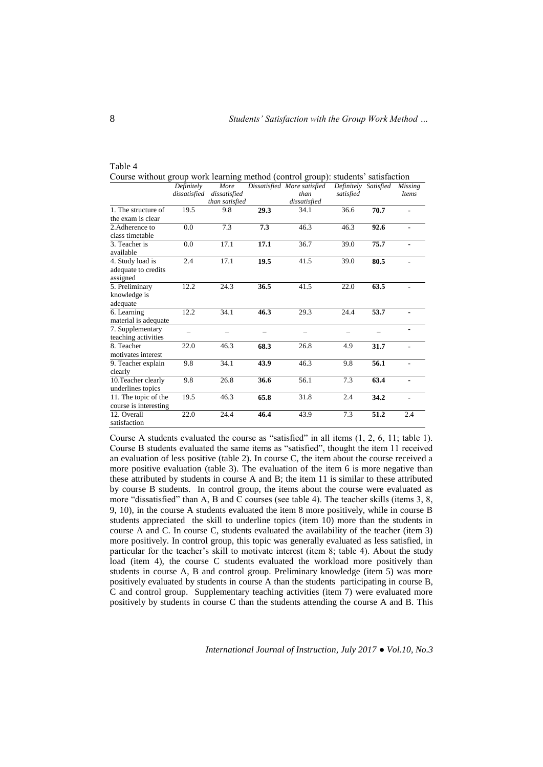Table 4

Course without group work learning method (control group): students' satisfaction

| | *Definitely dissatisfied* | *More dissatisfied than satisfied* | *Dissatisfied* | *More satisfied than dissatisfied* | *Definitely satisfied* | *Satisfied* | *Missing Items* |
|---|---|---|---|---|---|---|---|
| 1. The structure of the exam is clear | 19.5 | 9.8 | **29.3** | 34.1 | 36.6 | **70.7** | - |
| 2.Adherence to class timetable | 0.0 | 7.3 | **7.3** | 46.3 | 46.3 | **92.6** | - |
| 3. Teacher is available | 0.0 | 17.1 | **17.1** | 36.7 | 39.0 | **75.7** | - |
| 4. Study load is adequate to credits assigned | 2.4 | 17.1 | **19.5** | 41.5 | 39.0 | **80.5** | - |
| 5. Preliminary knowledge is adequate | 12.2 | 24.3 | **36.5** | 41.5 | 22.0 | **63.5** | - |
| 6. Learning material is adequate | 12.2 | 34.1 | **46.3** | 29.3 | 24.4 | **53.7** | - |
| 7. Supplementary teaching activities | – | – | **–** | – | – | **–** | - |
| 8. Teacher motivates interest | 22.0 | 46.3 | **68.3** | 26.8 | 4.9 | **31.7** | - |
| 9. Teacher explain clearly | 9.8 | 34.1 | **43.9** | 46.3 | 9.8 | **56.1** | - |
| 10.Teacher clearly underlines topics | 9.8 | 26.8 | **36.6** | 56.1 | 7.3 | **63.4** | - |
| 11. The topic of the course is interesting | 19.5 | 46.3 | **65.8** | 31.8 | 2.4 | **34.2** | - |
| 12. Overall satisfaction | 22.0 | 24.4 | **46.4** | 43.9 | 7.3 | **51.2** | 2.4 |

Course A students evaluated the course as "satisfied" in all items (1, 2, 6, 11; table 1). Course B students evaluated the same items as "satisfied", thought the item 11 received an evaluation of less positive (table 2). In course C, the item about the course received a more positive evaluation (table 3). The evaluation of the item 6 is more negative than these attributed by students in course A and B; the item 11 is similar to these attributed by course B students. In control group, the items about the course were evaluated as more "dissatisfied" than A, B and C courses (see table 4). The teacher skills (items 3, 8, 9, 10), in the course A students evaluated the item 8 more positively, while in course B students appreciated the skill to underline topics (item 10) more than the students in course A and C. In course C, students evaluated the availability of the teacher (item 3) more positively. In control group, this topic was generally evaluated as less satisfied, in particular for the teacher's skill to motivate interest (item 8; table 4). About the study load (item 4), the course C students evaluated the workload more positively than students in course A, B and control group. Preliminary knowledge (item 5) was more positively evaluated by students in course A than the students participating in course B, C and control group. Supplementary teaching activities (item 7) were evaluated more positively by students in course C than the students attending the course A and B. This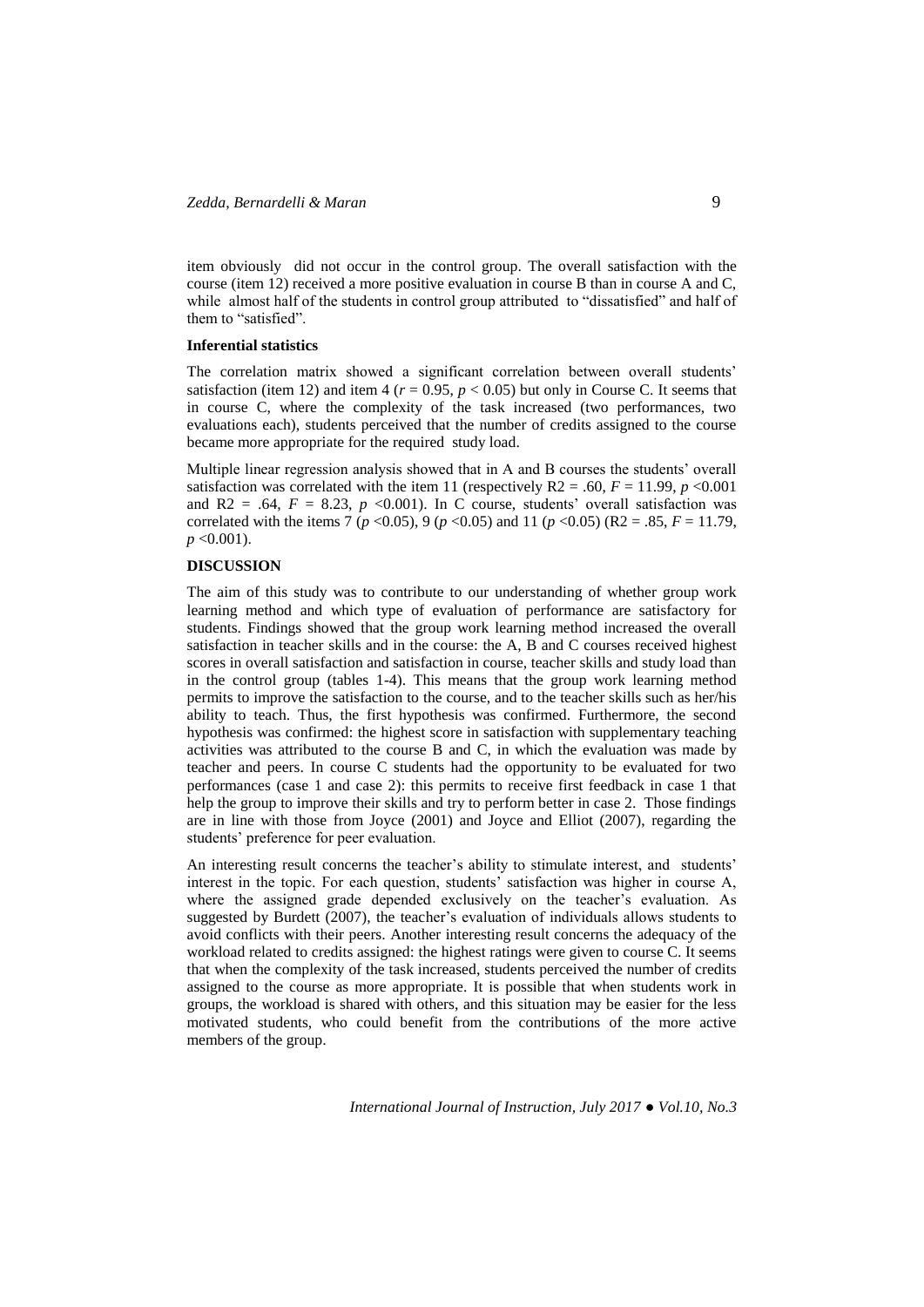item obviously did not occur in the control group. The overall satisfaction with the course (item 12) received a more positive evaluation in course B than in course A and C, while almost half of the students in control group attributed to "dissatisfied" and half of them to "satisfied".

### Inferential statistics

The correlation matrix showed a significant correlation between overall students' satisfaction (item 12) and item 4 ($r = 0.95$, $p < 0.05$) but only in Course C. It seems that in course C, where the complexity of the task increased (two performances, two evaluations each), students perceived that the number of credits assigned to the course became more appropriate for the required study load.

Multiple linear regression analysis showed that in A and B courses the students' overall satisfaction was correlated with the item 11 (respectively $R2 = .60$, $F = 11.99$, $p < 0.001$ and $R2 = .64$, $F = 8.23$, $p < 0.001$). In C course, students' overall satisfaction was correlated with the items 7 ($p < 0.05$), 9 ($p < 0.05$) and 11 ($p < 0.05$) ($R2 = .85$, $F = 11.79$, $p < 0.001$).

## DISCUSSION

The aim of this study was to contribute to our understanding of whether group work learning method and which type of evaluation of performance are satisfactory for students. Findings showed that the group work learning method increased the overall satisfaction in teacher skills and in the course: the A, B and C courses received highest scores in overall satisfaction and satisfaction in course, teacher skills and study load than in the control group (tables 1-4). This means that the group work learning method permits to improve the satisfaction to the course, and to the teacher skills such as her/his ability to teach. Thus, the first hypothesis was confirmed. Furthermore, the second hypothesis was confirmed: the highest score in satisfaction with supplementary teaching activities was attributed to the course B and C, in which the evaluation was made by teacher and peers. In course C students had the opportunity to be evaluated for two performances (case 1 and case 2): this permits to receive first feedback in case 1 that help the group to improve their skills and try to perform better in case 2. Those findings are in line with those from Joyce (2001) and Joyce and Elliot (2007), regarding the students' preference for peer evaluation.

An interesting result concerns the teacher's ability to stimulate interest, and students' interest in the topic. For each question, students' satisfaction was higher in course A, where the assigned grade depended exclusively on the teacher's evaluation. As suggested by Burdett (2007), the teacher's evaluation of individuals allows students to avoid conflicts with their peers. Another interesting result concerns the adequacy of the workload related to credits assigned: the highest ratings were given to course C. It seems that when the complexity of the task increased, students perceived the number of credits assigned to the course as more appropriate. It is possible that when students work in groups, the workload is shared with others, and this situation may be easier for the less motivated students, who could benefit from the contributions of the more active members of the group.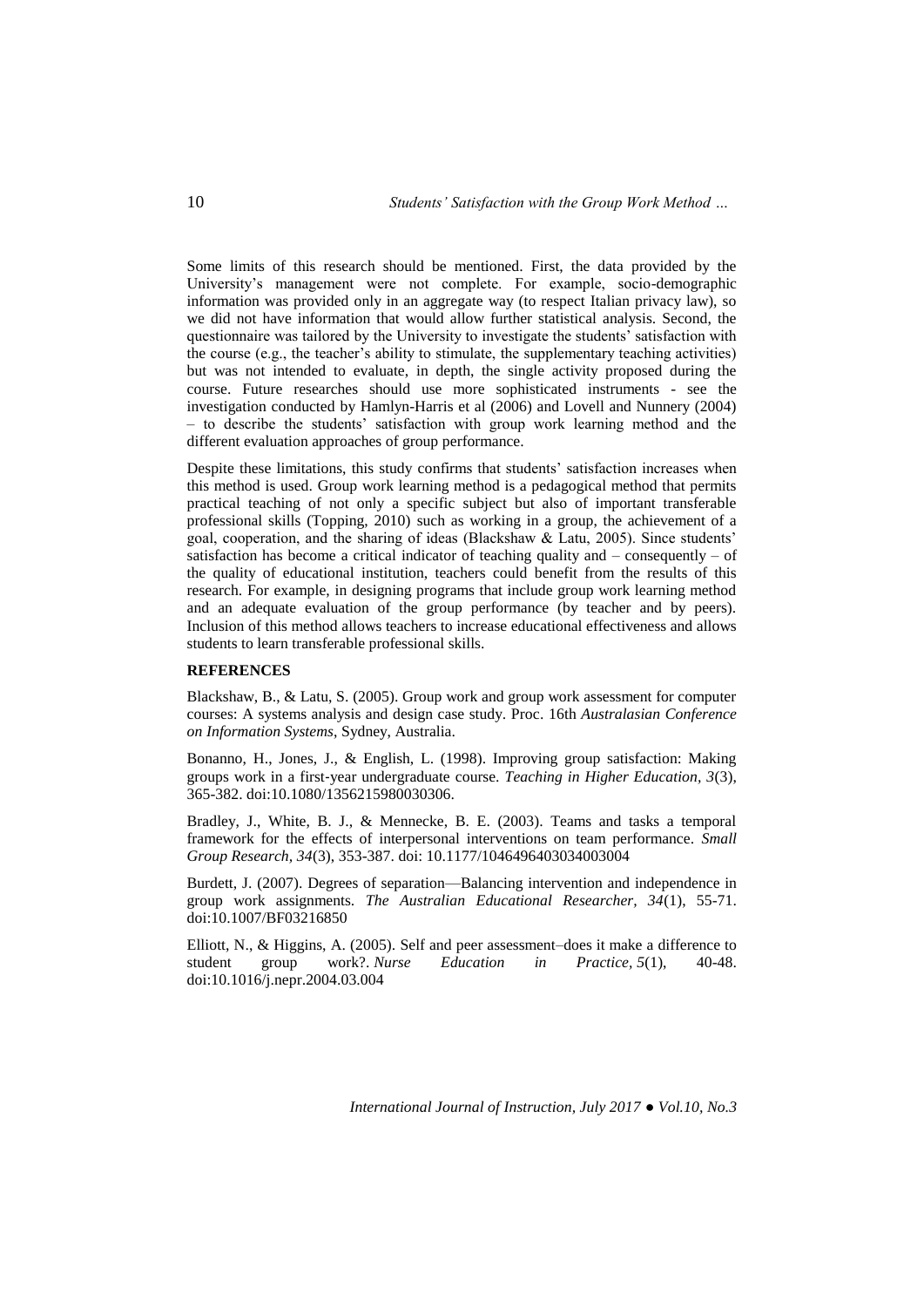Some limits of this research should be mentioned. First, the data provided by the University's management were not complete. For example, socio-demographic information was provided only in an aggregate way (to respect Italian privacy law), so we did not have information that would allow further statistical analysis. Second, the questionnaire was tailored by the University to investigate the students' satisfaction with the course (e.g., the teacher's ability to stimulate, the supplementary teaching activities) but was not intended to evaluate, in depth, the single activity proposed during the course. Future researches should use more sophisticated instruments - see the investigation conducted by Hamlyn-Harris et al (2006) and Lovell and Nunnery (2004) – to describe the students' satisfaction with group work learning method and the different evaluation approaches of group performance.

Despite these limitations, this study confirms that students' satisfaction increases when this method is used. Group work learning method is a pedagogical method that permits practical teaching of not only a specific subject but also of important transferable professional skills (Topping, 2010) such as working in a group, the achievement of a goal, cooperation, and the sharing of ideas (Blackshaw & Latu, 2005). Since students' satisfaction has become a critical indicator of teaching quality and – consequently – of the quality of educational institution, teachers could benefit from the results of this research. For example, in designing programs that include group work learning method and an adequate evaluation of the group performance (by teacher and by peers). Inclusion of this method allows teachers to increase educational effectiveness and allows students to learn transferable professional skills.

## REFERENCES

Blackshaw, B., & Latu, S. (2005). Group work and group work assessment for computer courses: A systems analysis and design case study. Proc. 16th *Australasian Conference on Information Systems*, Sydney, Australia.

Bonanno, H., Jones, J., & English, L. (1998). Improving group satisfaction: Making groups work in a first-year undergraduate course. *Teaching in Higher Education, 3*(3), 365-382. doi:10.1080/1356215980030306.

Bradley, J., White, B. J., & Mennecke, B. E. (2003). Teams and tasks a temporal framework for the effects of interpersonal interventions on team performance. *Small Group Research, 34*(3), 353-387. doi: 10.1177/1046496403034003004

Burdett, J. (2007). Degrees of separation—Balancing intervention and independence in group work assignments. *The Australian Educational Researcher, 34*(1), 55-71. doi:10.1007/BF03216850

Elliott, N., & Higgins, A. (2005). Self and peer assessment–does it make a difference to student group work?. *Nurse Education in Practice, 5*(1), 40-48. doi:10.1016/j.nepr.2004.03.004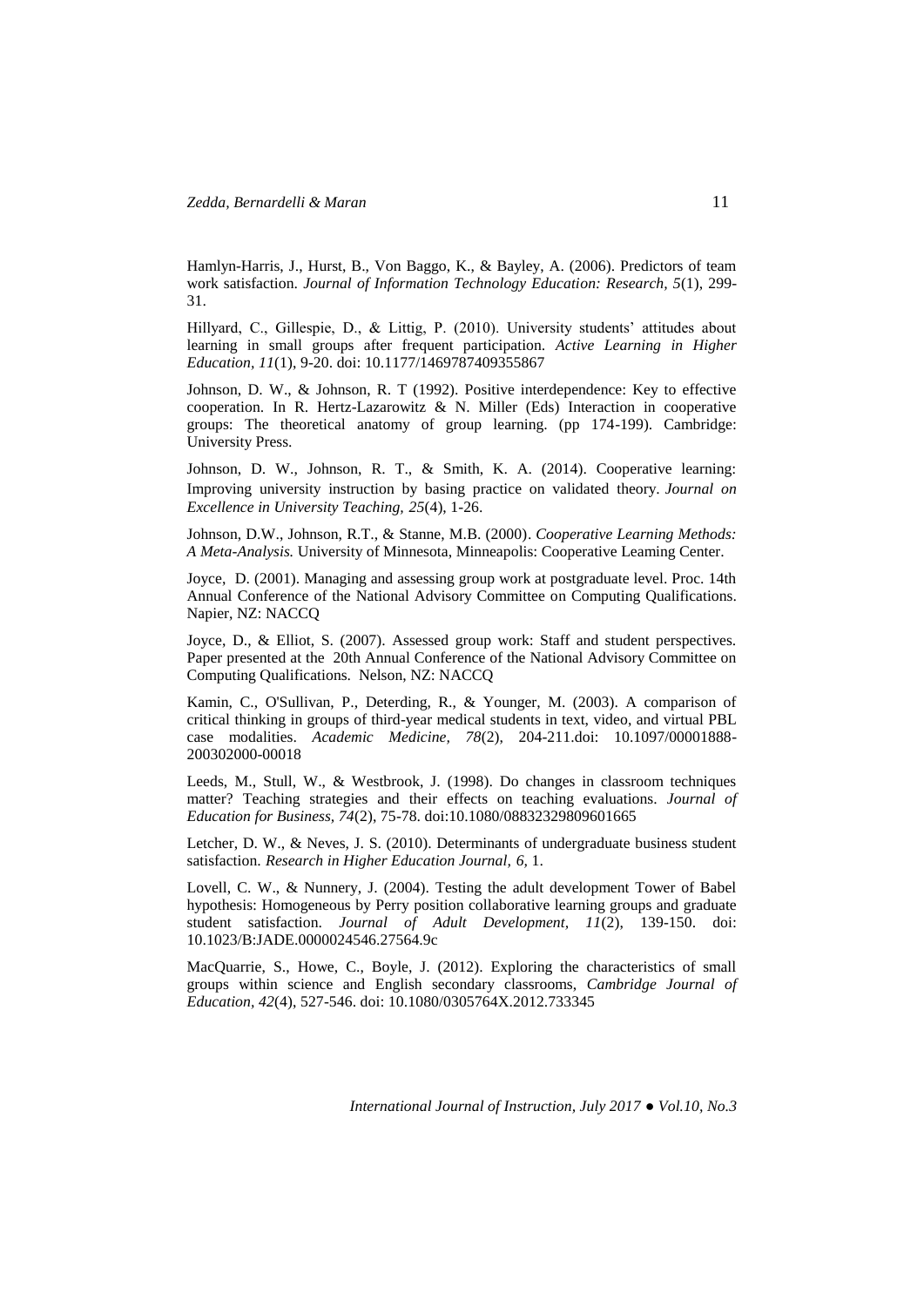Hamlyn-Harris, J., Hurst, B., Von Baggo, K., & Bayley, A. (2006). Predictors of team work satisfaction. *Journal of Information Technology Education: Research, 5*(1), 299-31.

Hillyard, C., Gillespie, D., & Littig, P. (2010). University students' attitudes about learning in small groups after frequent participation. *Active Learning in Higher Education, 11*(1), 9-20. doi: 10.1177/1469787409355867

Johnson, D. W., & Johnson, R. T (1992). Positive interdependence: Key to effective cooperation. In R. Hertz-Lazarowitz & N. Miller (Eds) Interaction in cooperative groups: The theoretical anatomy of group learning. (pp 174-199). Cambridge: University Press.

Johnson, D. W., Johnson, R. T., & Smith, K. A. (2014). Cooperative learning: Improving university instruction by basing practice on validated theory. *Journal on Excellence in University Teaching, 25*(4), 1-26.

Johnson, D.W., Johnson, R.T., & Stanne, M.B. (2000). *Cooperative Learning Methods: A Meta-Analysis.* University of Minnesota, Minneapolis: Cooperative Learning Center.

Joyce, D. (2001). Managing and assessing group work at postgraduate level. Proc. 14th Annual Conference of the National Advisory Committee on Computing Qualifications. Napier, NZ: NACCQ

Joyce, D., & Elliot, S. (2007). Assessed group work: Staff and student perspectives. Paper presented at the 20th Annual Conference of the National Advisory Committee on Computing Qualifications. Nelson, NZ: NACCQ

Kamin, C., O'Sullivan, P., Deterding, R., & Younger, M. (2003). A comparison of critical thinking in groups of third-year medical students in text, video, and virtual PBL case modalities. *Academic Medicine, 78*(2), 204-211.doi: 10.1097/00001888-200302000-00018

Leeds, M., Stull, W., & Westbrook, J. (1998). Do changes in classroom techniques matter? Teaching strategies and their effects on teaching evaluations. *Journal of Education for Business, 74*(2), 75-78. doi:10.1080/08832329809601665

Letcher, D. W., & Neves, J. S. (2010). Determinants of undergraduate business student satisfaction. *Research in Higher Education Journal, 6*, 1.

Lovell, C. W., & Nunnery, J. (2004). Testing the adult development Tower of Babel hypothesis: Homogeneous by Perry position collaborative learning groups and graduate student satisfaction. *Journal of Adult Development, 11*(2), 139-150. doi: 10.1023/B:JADE.0000024546.27564.9c

MacQuarrie, S., Howe, C., Boyle, J. (2012). Exploring the characteristics of small groups within science and English secondary classrooms, *Cambridge Journal of Education, 42*(4), 527-546. doi: 10.1080/0305764X.2012.733345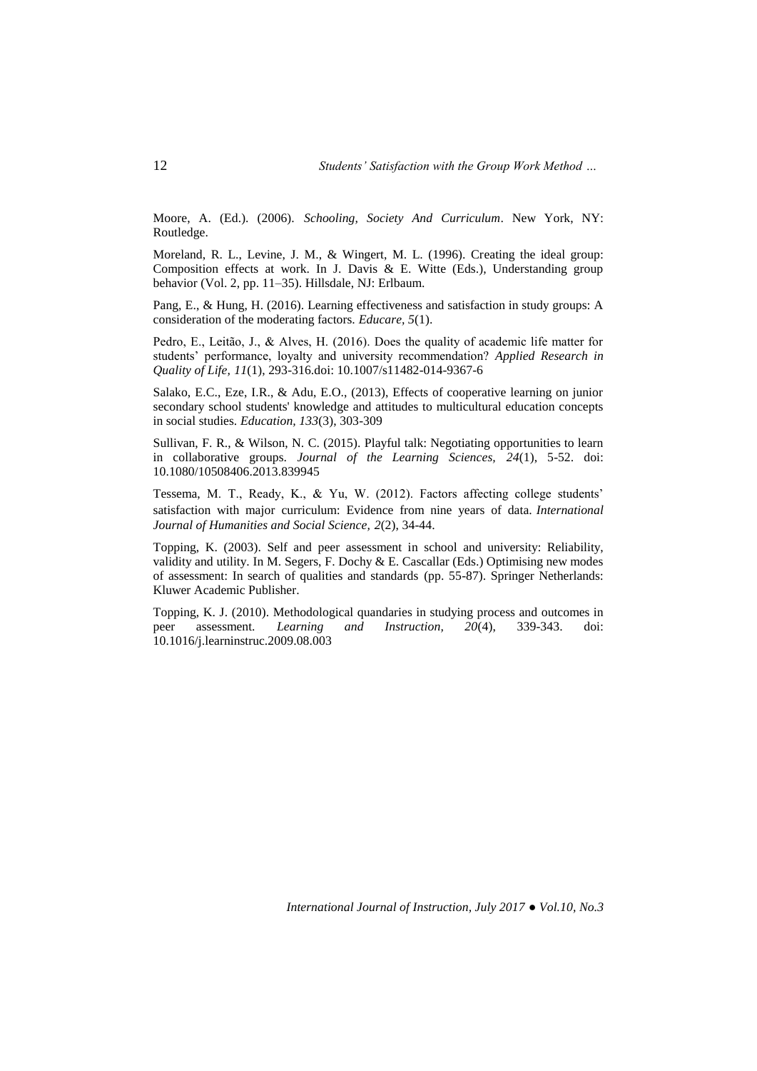Moore, A. (Ed.). (2006). *Schooling, Society And Curriculum*. New York, NY: Routledge.

Moreland, R. L., Levine, J. M., & Wingert, M. L. (1996). Creating the ideal group: Composition effects at work. In J. Davis & E. Witte (Eds.), Understanding group behavior (Vol. 2, pp. 11–35). Hillsdale, NJ: Erlbaum.

Pang, E., & Hung, H. (2016). Learning effectiveness and satisfaction in study groups: A consideration of the moderating factors. *Educare, 5*(1).

Pedro, E., Leitão, J., & Alves, H. (2016). Does the quality of academic life matter for students' performance, loyalty and university recommendation? *Applied Research in Quality of Life, 11*(1), 293-316.doi: 10.1007/s11482-014-9367-6

Salako, E.C., Eze, I.R., & Adu, E.O., (2013), Effects of cooperative learning on junior secondary school students' knowledge and attitudes to multicultural education concepts in social studies. *Education, 133*(3), 303-309

Sullivan, F. R., & Wilson, N. C. (2015). Playful talk: Negotiating opportunities to learn in collaborative groups. *Journal of the Learning Sciences, 24*(1), 5-52. doi: 10.1080/10508406.2013.839945

Tessema, M. T., Ready, K., & Yu, W. (2012). Factors affecting college students' satisfaction with major curriculum: Evidence from nine years of data. *International Journal of Humanities and Social Science, 2*(2), 34-44.

Topping, K. (2003). Self and peer assessment in school and university: Reliability, validity and utility. In M. Segers, F. Dochy & E. Cascallar (Eds.) Optimising new modes of assessment: In search of qualities and standards (pp. 55-87). Springer Netherlands: Kluwer Academic Publisher.

Topping, K. J. (2010). Methodological quandaries in studying process and outcomes in peer assessment. *Learning and Instruction, 20*(4), 339-343. doi: 10.1016/j.learninstruc.2009.08.003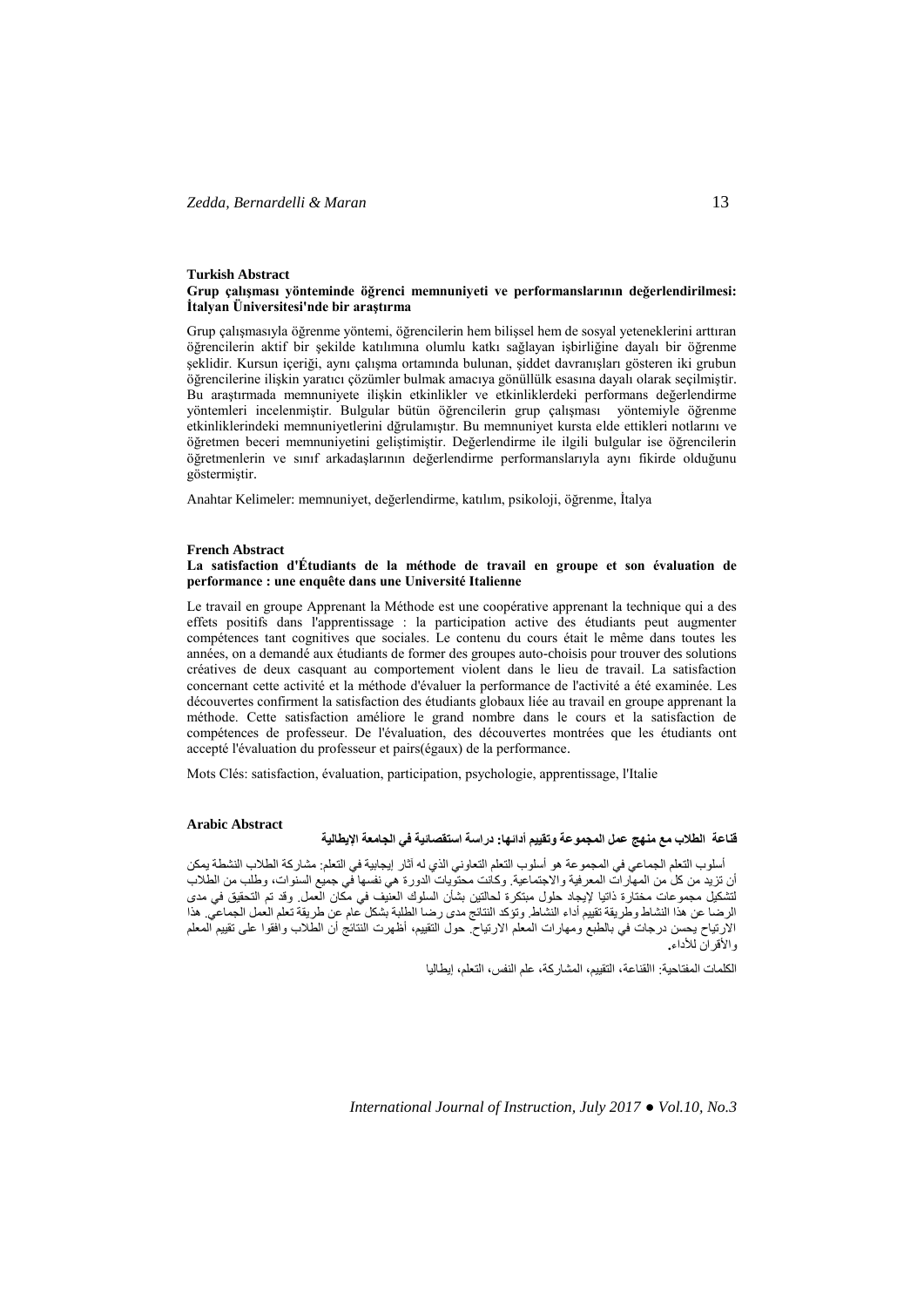**Turkish Abstract**

**Grup çalışması yönteminde öğrenci memnuniyeti ve performanslarının değerlendirilmesi: İtalyan Üniversitesi'nde bir araştırma**

Grup çalışmasıyla öğrenme yöntemi, öğrencilerin hem bilişsel hem de sosyal yeteneklerini arttıran öğrencilerin aktif bir şekilde katılımına olumlu katkı sağlayan işbirliğine dayalı bir öğrenme şeklidir. Kursun içeriği, aynı çalışma ortamında bulunan, şiddet davranışları gösteren iki grubun öğrencilerine ilişkin yaratıcı çözümler bulmak amacıya gönüllülk esasına dayalı olarak seçilmiştir. Bu araştırmada memnuniyete ilişkin etkinlikler ve etkinliklerdeki performans değerlendirme yöntemleri incelenmiştir. Bulgular bütün öğrencilerin grup çalışması yöntemiyle öğrenme etkinliklerindeki memnuniyetlerini dğrulamıştır. Bu memnuniyet kursta elde ettikleri notlarını ve öğretmen beceri memnuniyetini geliştimiştir. Değerlendirme ile ilgili bulgular ise öğrencilerin öğretmenlerin ve sınıf arkadaşlarının değerlendirme performanslarıyla aynı fikirde olduğunu göstermiştir.

Anahtar Kelimeler: memnuniyet, değerlendirme, katılım, psikoloji, öğrenme, İtalya

**French Abstract**

**La satisfaction d'Étudiants de la méthode de travail en groupe et son évaluation de performance : une enquête dans une Université Italienne**

Le travail en groupe Apprenant la Méthode est une coopérative apprenant la technique qui a des effets positifs dans l'apprentissage : la participation active des étudiants peut augmenter compétences tant cognitives que sociales. Le contenu du cours était le même dans toutes les années, on a demandé aux étudiants de former des groupes auto-choisis pour trouver des solutions créatives de deux casquant au comportement violent dans le lieu de travail. La satisfaction concernant cette activité et la méthode d'évaluer la performance de l'activité a été examinée. Les découvertes confirment la satisfaction des étudiants globaux liée au travail en groupe apprenant la méthode. Cette satisfaction améliore le grand nombre dans le cours et la satisfaction de compétences de professeur. De l'évaluation, des découvertes montrées que les étudiants ont accepté l'évaluation du professeur et pairs(égaux) de la performance.

Mots Clés: satisfaction, évaluation, participation, psychologie, apprentissage, l'Italie

**Arabic Abstract**

**قناعة الطلاب مع منهج عمل المجموعة وتقييم أدائها: دراسة استقصائية في الجامعة الإيطالية**

أسلوب التعلم الجماعي في المجموعة هو أسلوب التعلم التعاوني الذي له آثار إيجابية في التعلم: مشاركة الطلاب النشطة يمكن أن تزيد من كل من المهارات المعرفية والاجتماعية. وكانت محتويات الدورة هي نفسها في جميع السنوات، وطلب من الطلاب لتشكيل مجموعات مختارة ذاتيا لإيجاد حلول مبتكرة لحالتين بشأن السلوك العنيف في مكان العمل. وقد تم التحقيق في مدى الرضا عن هذا النشاط وطريقة تقييم أداء النشاط. وتؤكد النتائج مدى رضا الطلبة بشكل عام عن طريقة تعلم العمل الجماعي. هذا الارتياح يحسن درجات في بالطبع ومهارات المعلم الارتياح. حول التقييم، أظهرت النتائج أن الطلاب وافقوا على تقييم المعلم والأقران للأداء.

الكلمات المفتاحية: االقناعة، التقييم، المشاركة، علم النفس، التعلم، إيطاليا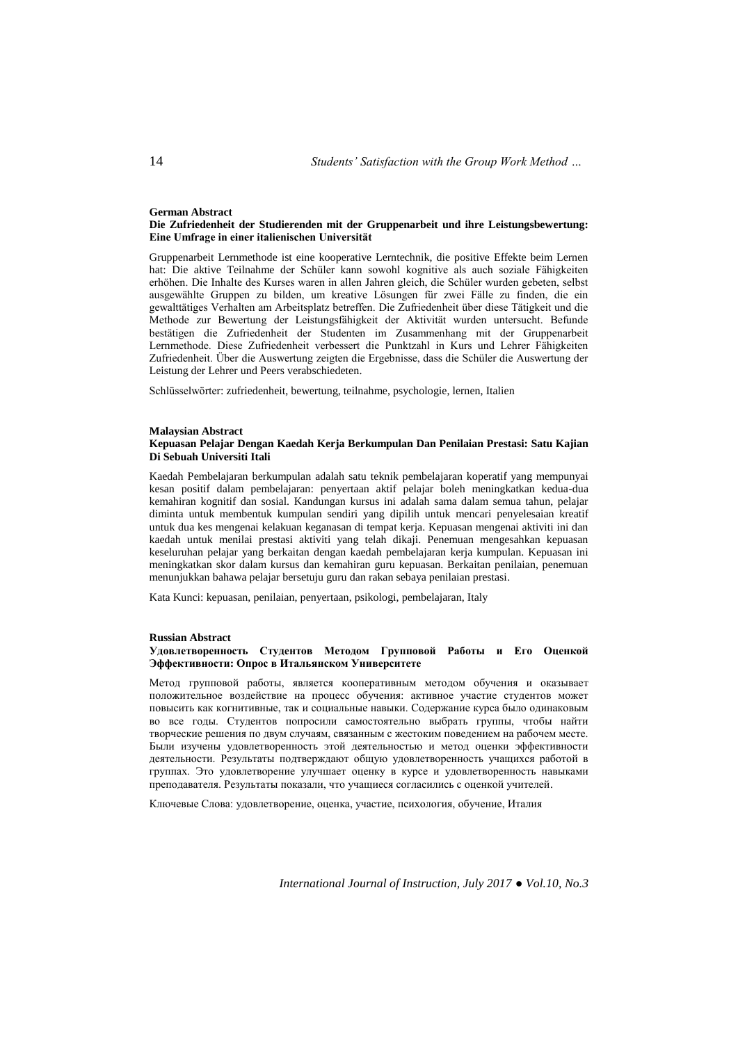## German Abstract

**Die Zufriedenheit der Studierenden mit der Gruppenarbeit und ihre Leistungsbewertung: Eine Umfrage in einer italienischen Universität**

Gruppenarbeit Lernmethode ist eine kooperative Lerntechnik, die positive Effekte beim Lernen hat: Die aktive Teilnahme der Schüler kann sowohl kognitive als auch soziale Fähigkeiten erhöhen. Die Inhalte des Kurses waren in allen Jahren gleich, die Schüler wurden gebeten, selbst ausgewählte Gruppen zu bilden, um kreative Lösungen für zwei Fälle zu finden, die ein gewalttätiges Verhalten am Arbeitsplatz betreffen. Die Zufriedenheit über diese Tätigkeit und die Methode zur Bewertung der Leistungsfähigkeit der Aktivität wurden untersucht. Befunde bestätigen die Zufriedenheit der Studenten im Zusammenhang mit der Gruppenarbeit Lernmethode. Diese Zufriedenheit verbessert die Punktzahl in Kurs und Lehrer Fähigkeiten Zufriedenheit. Über die Auswertung zeigten die Ergebnisse, dass die Schüler die Auswertung der Leistung der Lehrer und Peers verabschiedeten.

Schlüsselwörter: zufriedenheit, bewertung, teilnahme, psychologie, lernen, Italien

## Malaysian Abstract

**Kepuasan Pelajar Dengan Kaedah Kerja Berkumpulan Dan Penilaian Prestasi: Satu Kajian Di Sebuah Universiti Itali**

Kaedah Pembelajaran berkumpulan adalah satu teknik pembelajaran koperatif yang mempunyai kesan positif dalam pembelajaran: penyertaan aktif pelajar boleh meningkatkan kedua-dua kemahiran kognitif dan sosial. Kandungan kursus ini adalah sama dalam semua tahun, pelajar diminta untuk membentuk kumpulan sendiri yang dipilih untuk mencari penyelesaian kreatif untuk dua kes mengenai kelakuan keganasan di tempat kerja. Kepuasan mengenai aktiviti ini dan kaedah untuk menilai prestasi aktiviti yang telah dikaji. Penemuan mengesahkan kepuasan keseluruhan pelajar yang berkaitan dengan kaedah pembelajaran kerja kumpulan. Kepuasan ini meningkatkan skor dalam kursus dan kemahiran guru kepuasan. Berkaitan penilaian, penemuan menunjukkan bahawa pelajar bersetuju guru dan rakan sebaya penilaian prestasi.

Kata Kunci: kepuasan, penilaian, penyertaan, psikologi, pembelajaran, Italy

## Russian Abstract

**Удовлетворенность Студентов Методом Групповой Работы и Его Оценкой Эффективности: Опрос в Итальянском Университете**

Метод групповой работы, является кооперативным методом обучения и оказывает положительное воздействие на процесс обучения: активное участие студентов может повысить как когнитивные, так и социальные навыки. Содержание курса было одинаковым во все годы. Студентов попросили самостоятельно выбрать группы, чтобы найти творческие решения по двум случаям, связанным с жестоким поведением на рабочем месте. Были изучены удовлетворенность этой деятельностью и метод оценки эффективности деятельности. Результаты подтверждают общую удовлетворенность учащихся работой в группах. Это удовлетворение улучшает оценку в курсе и удовлетворенность навыками преподавателя. Результаты показали, что учащиеся согласились с оценкой учителей.

Ключевые Слова: удовлетворение, оценка, участие, психология, обучение, Италия